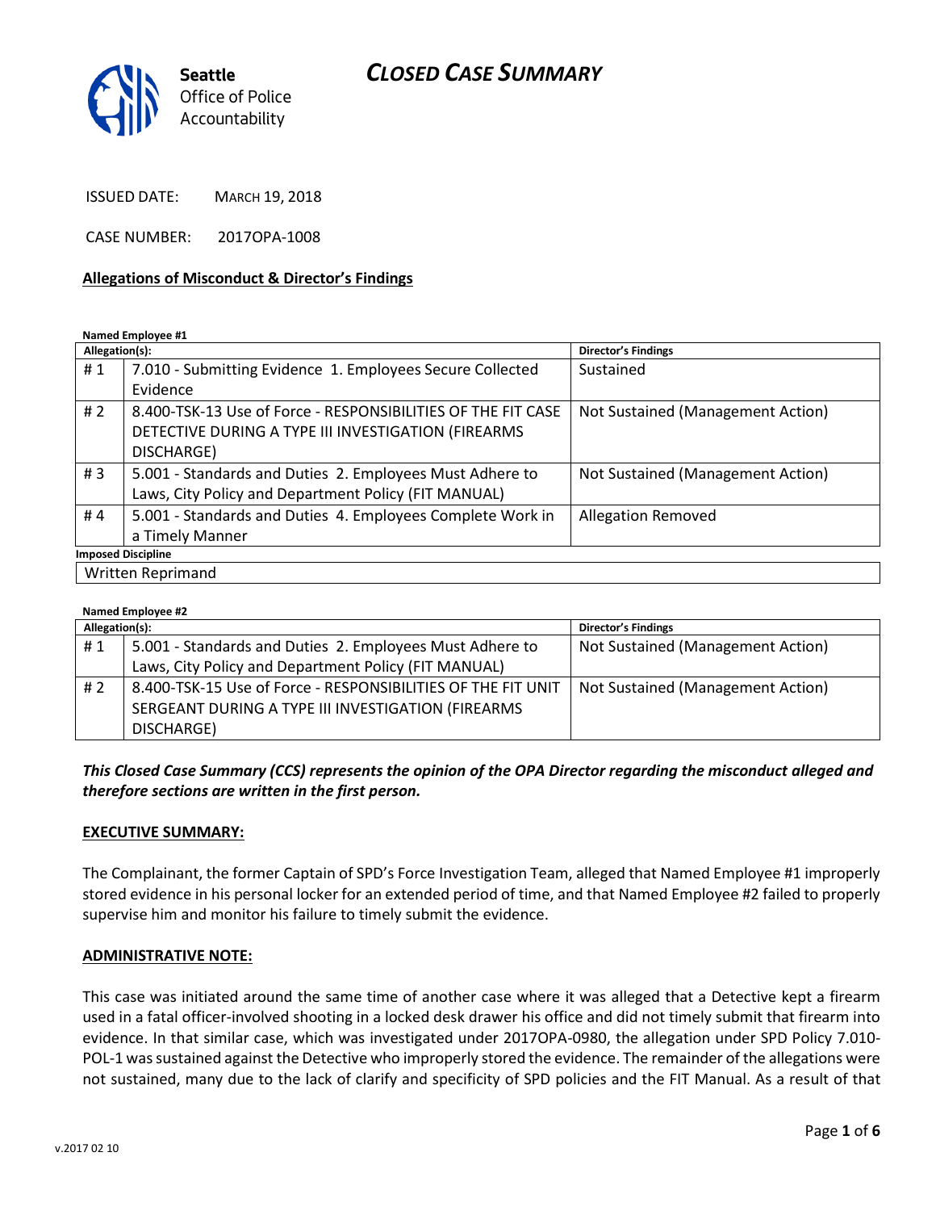Seattle Office of Police Accountability

# CLOSED CASE SUMMARY

ISSUED DATE: MARCH 19, 2018

CASE NUMBER: 2017OPA-1008

**Allegations of Misconduct & Director's Findings**

**Named Employee #1**

| Allegation(s): | | Director's Findings |
|---|---|---|
| # 1 | 7.010 - Submitting Evidence 1. Employees Secure Collected Evidence | Sustained |
| # 2 | 8.400-TSK-13 Use of Force - RESPONSIBILITIES OF THE FIT CASE DETECTIVE DURING A TYPE III INVESTIGATION (FIREARMS DISCHARGE) | Not Sustained (Management Action) |
| # 3 | 5.001 - Standards and Duties 2. Employees Must Adhere to Laws, City Policy and Department Policy (FIT MANUAL) | Not Sustained (Management Action) |
| # 4 | 5.001 - Standards and Duties 4. Employees Complete Work in a Timely Manner | Allegation Removed |

**Imposed Discipline**

Written Reprimand

**Named Employee #2**

| Allegation(s): | | Director's Findings |
|---|---|---|
| # 1 | 5.001 - Standards and Duties 2. Employees Must Adhere to Laws, City Policy and Department Policy (FIT MANUAL) | Not Sustained (Management Action) |
| # 2 | 8.400-TSK-15 Use of Force - RESPONSIBILITIES OF THE FIT UNIT SERGEANT DURING A TYPE III INVESTIGATION (FIREARMS DISCHARGE) | Not Sustained (Management Action) |

***This Closed Case Summary (CCS) represents the opinion of the OPA Director regarding the misconduct alleged and therefore sections are written in the first person.***

**EXECUTIVE SUMMARY:**

The Complainant, the former Captain of SPD's Force Investigation Team, alleged that Named Employee #1 improperly stored evidence in his personal locker for an extended period of time, and that Named Employee #2 failed to properly supervise him and monitor his failure to timely submit the evidence.

**ADMINISTRATIVE NOTE:**

This case was initiated around the same time of another case where it was alleged that a Detective kept a firearm used in a fatal officer-involved shooting in a locked desk drawer his office and did not timely submit that firearm into evidence. In that similar case, which was investigated under 2017OPA-0980, the allegation under SPD Policy 7.010-POL-1 was sustained against the Detective who improperly stored the evidence. The remainder of the allegations were not sustained, many due to the lack of clarify and specificity of SPD policies and the FIT Manual. As a result of that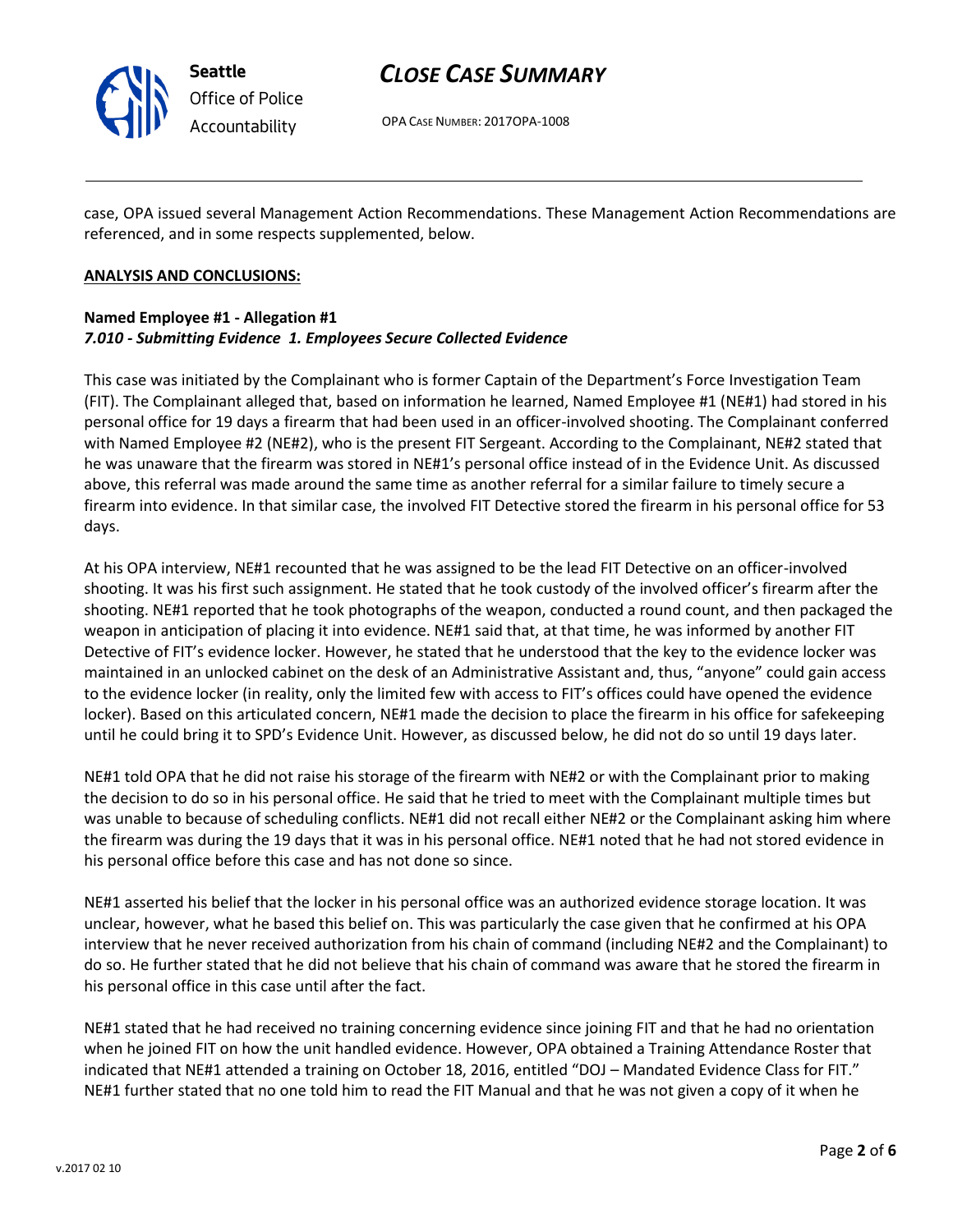case, OPA issued several Management Action Recommendations. These Management Action Recommendations are referenced, and in some respects supplemented, below.

**ANALYSIS AND CONCLUSIONS:**

**Named Employee #1 - Allegation #1**
***7.010 - Submitting Evidence 1. Employees Secure Collected Evidence***

This case was initiated by the Complainant who is former Captain of the Department's Force Investigation Team (FIT). The Complainant alleged that, based on information he learned, Named Employee #1 (NE#1) had stored in his personal office for 19 days a firearm that had been used in an officer-involved shooting. The Complainant conferred with Named Employee #2 (NE#2), who is the present FIT Sergeant. According to the Complainant, NE#2 stated that he was unaware that the firearm was stored in NE#1's personal office instead of in the Evidence Unit. As discussed above, this referral was made around the same time as another referral for a similar failure to timely secure a firearm into evidence. In that similar case, the involved FIT Detective stored the firearm in his personal office for 53 days.

At his OPA interview, NE#1 recounted that he was assigned to be the lead FIT Detective on an officer-involved shooting. It was his first such assignment. He stated that he took custody of the involved officer's firearm after the shooting. NE#1 reported that he took photographs of the weapon, conducted a round count, and then packaged the weapon in anticipation of placing it into evidence. NE#1 said that, at that time, he was informed by another FIT Detective of FIT's evidence locker. However, he stated that he understood that the key to the evidence locker was maintained in an unlocked cabinet on the desk of an Administrative Assistant and, thus, "anyone" could gain access to the evidence locker (in reality, only the limited few with access to FIT's offices could have opened the evidence locker). Based on this articulated concern, NE#1 made the decision to place the firearm in his office for safekeeping until he could bring it to SPD's Evidence Unit. However, as discussed below, he did not do so until 19 days later.

NE#1 told OPA that he did not raise his storage of the firearm with NE#2 or with the Complainant prior to making the decision to do so in his personal office. He said that he tried to meet with the Complainant multiple times but was unable to because of scheduling conflicts. NE#1 did not recall either NE#2 or the Complainant asking him where the firearm was during the 19 days that it was in his personal office. NE#1 noted that he had not stored evidence in his personal office before this case and has not done so since.

NE#1 asserted his belief that the locker in his personal office was an authorized evidence storage location. It was unclear, however, what he based this belief on. This was particularly the case given that he confirmed at his OPA interview that he never received authorization from his chain of command (including NE#2 and the Complainant) to do so. He further stated that he did not believe that his chain of command was aware that he stored the firearm in his personal office in this case until after the fact.

NE#1 stated that he had received no training concerning evidence since joining FIT and that he had no orientation when he joined FIT on how the unit handled evidence. However, OPA obtained a Training Attendance Roster that indicated that NE#1 attended a training on October 18, 2016, entitled "DOJ – Mandated Evidence Class for FIT." NE#1 further stated that no one told him to read the FIT Manual and that he was not given a copy of it when he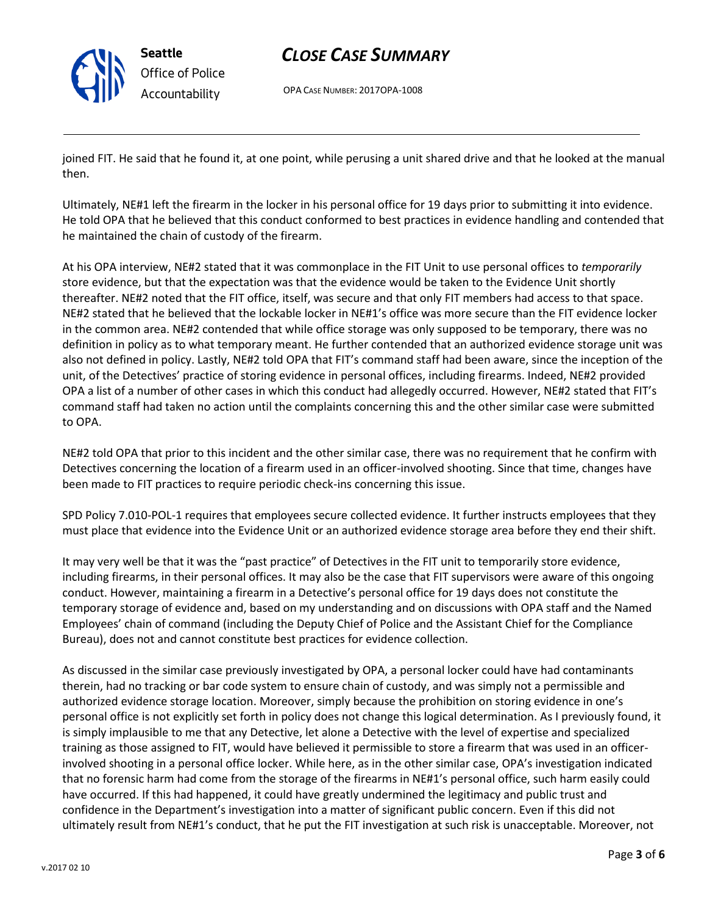joined FIT. He said that he found it, at one point, while perusing a unit shared drive and that he looked at the manual then.

Ultimately, NE#1 left the firearm in the locker in his personal office for 19 days prior to submitting it into evidence. He told OPA that he believed that this conduct conformed to best practices in evidence handling and contended that he maintained the chain of custody of the firearm.

At his OPA interview, NE#2 stated that it was commonplace in the FIT Unit to use personal offices to *temporarily* store evidence, but that the expectation was that the evidence would be taken to the Evidence Unit shortly thereafter. NE#2 noted that the FIT office, itself, was secure and that only FIT members had access to that space. NE#2 stated that he believed that the lockable locker in NE#1's office was more secure than the FIT evidence locker in the common area. NE#2 contended that while office storage was only supposed to be temporary, there was no definition in policy as to what temporary meant. He further contended that an authorized evidence storage unit was also not defined in policy. Lastly, NE#2 told OPA that FIT's command staff had been aware, since the inception of the unit, of the Detectives' practice of storing evidence in personal offices, including firearms. Indeed, NE#2 provided OPA a list of a number of other cases in which this conduct had allegedly occurred. However, NE#2 stated that FIT's command staff had taken no action until the complaints concerning this and the other similar case were submitted to OPA.

NE#2 told OPA that prior to this incident and the other similar case, there was no requirement that he confirm with Detectives concerning the location of a firearm used in an officer-involved shooting. Since that time, changes have been made to FIT practices to require periodic check-ins concerning this issue.

SPD Policy 7.010-POL-1 requires that employees secure collected evidence. It further instructs employees that they must place that evidence into the Evidence Unit or an authorized evidence storage area before they end their shift.

It may very well be that it was the "past practice" of Detectives in the FIT unit to temporarily store evidence, including firearms, in their personal offices. It may also be the case that FIT supervisors were aware of this ongoing conduct. However, maintaining a firearm in a Detective's personal office for 19 days does not constitute the temporary storage of evidence and, based on my understanding and on discussions with OPA staff and the Named Employees' chain of command (including the Deputy Chief of Police and the Assistant Chief for the Compliance Bureau), does not and cannot constitute best practices for evidence collection.

As discussed in the similar case previously investigated by OPA, a personal locker could have had contaminants therein, had no tracking or bar code system to ensure chain of custody, and was simply not a permissible and authorized evidence storage location. Moreover, simply because the prohibition on storing evidence in one's personal office is not explicitly set forth in policy does not change this logical determination. As I previously found, it is simply implausible to me that any Detective, let alone a Detective with the level of expertise and specialized training as those assigned to FIT, would have believed it permissible to store a firearm that was used in an officer-involved shooting in a personal office locker. While here, as in the other similar case, OPA's investigation indicated that no forensic harm had come from the storage of the firearms in NE#1's personal office, such harm easily could have occurred. If this had happened, it could have greatly undermined the legitimacy and public trust and confidence in the Department's investigation into a matter of significant public concern. Even if this did not ultimately result from NE#1's conduct, that he put the FIT investigation at such risk is unacceptable. Moreover, not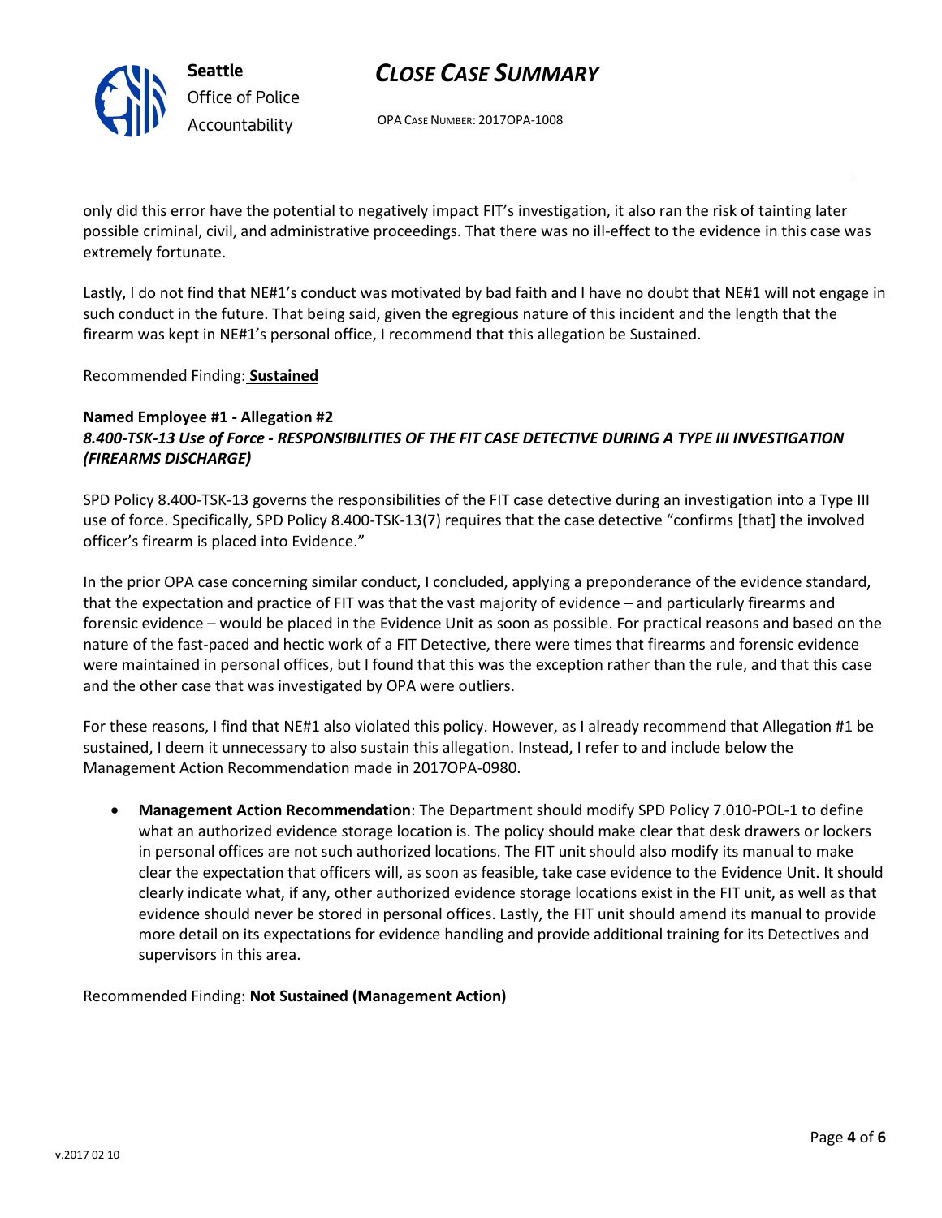only did this error have the potential to negatively impact FIT's investigation, it also ran the risk of tainting later possible criminal, civil, and administrative proceedings. That there was no ill-effect to the evidence in this case was extremely fortunate.

Lastly, I do not find that NE#1's conduct was motivated by bad faith and I have no doubt that NE#1 will not engage in such conduct in the future. That being said, given the egregious nature of this incident and the length that the firearm was kept in NE#1's personal office, I recommend that this allegation be Sustained.

Recommended Finding: **Sustained**

**Named Employee #1 - Allegation #2**
***8.400-TSK-13 Use of Force - RESPONSIBILITIES OF THE FIT CASE DETECTIVE DURING A TYPE III INVESTIGATION (FIREARMS DISCHARGE)***

SPD Policy 8.400-TSK-13 governs the responsibilities of the FIT case detective during an investigation into a Type III use of force. Specifically, SPD Policy 8.400-TSK-13(7) requires that the case detective "confirms [that] the involved officer's firearm is placed into Evidence."

In the prior OPA case concerning similar conduct, I concluded, applying a preponderance of the evidence standard, that the expectation and practice of FIT was that the vast majority of evidence – and particularly firearms and forensic evidence – would be placed in the Evidence Unit as soon as possible. For practical reasons and based on the nature of the fast-paced and hectic work of a FIT Detective, there were times that firearms and forensic evidence were maintained in personal offices, but I found that this was the exception rather than the rule, and that this case and the other case that was investigated by OPA were outliers.

For these reasons, I find that NE#1 also violated this policy. However, as I already recommend that Allegation #1 be sustained, I deem it unnecessary to also sustain this allegation. Instead, I refer to and include below the Management Action Recommendation made in 2017OPA-0980.

- **Management Action Recommendation**: The Department should modify SPD Policy 7.010-POL-1 to define what an authorized evidence storage location is. The policy should make clear that desk drawers or lockers in personal offices are not such authorized locations. The FIT unit should also modify its manual to make clear the expectation that officers will, as soon as feasible, take case evidence to the Evidence Unit. It should clearly indicate what, if any, other authorized evidence storage locations exist in the FIT unit, as well as that evidence should never be stored in personal offices. Lastly, the FIT unit should amend its manual to provide more detail on its expectations for evidence handling and provide additional training for its Detectives and supervisors in this area.

Recommended Finding: **Not Sustained (Management Action)**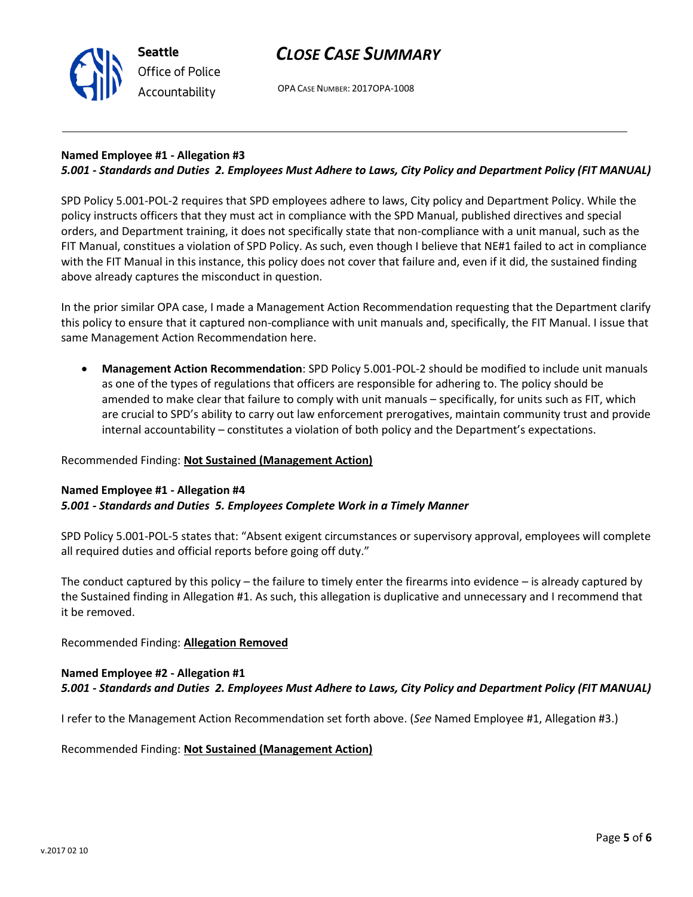**Named Employee #1 - Allegation #3**
***5.001 - Standards and Duties 2. Employees Must Adhere to Laws, City Policy and Department Policy (FIT MANUAL)***

SPD Policy 5.001-POL-2 requires that SPD employees adhere to laws, City policy and Department Policy. While the policy instructs officers that they must act in compliance with the SPD Manual, published directives and special orders, and Department training, it does not specifically state that non-compliance with a unit manual, such as the FIT Manual, constitutes a violation of SPD Policy. As such, even though I believe that NE#1 failed to act in compliance with the FIT Manual in this instance, this policy does not cover that failure and, even if it did, the sustained finding above already captures the misconduct in question.

In the prior similar OPA case, I made a Management Action Recommendation requesting that the Department clarify this policy to ensure that it captured non-compliance with unit manuals and, specifically, the FIT Manual. I issue that same Management Action Recommendation here.

- **Management Action Recommendation**: SPD Policy 5.001-POL-2 should be modified to include unit manuals as one of the types of regulations that officers are responsible for adhering to. The policy should be amended to make clear that failure to comply with unit manuals – specifically, for units such as FIT, which are crucial to SPD's ability to carry out law enforcement prerogatives, maintain community trust and provide internal accountability – constitutes a violation of both policy and the Department's expectations.

Recommended Finding: **Not Sustained (Management Action)**

**Named Employee #1 - Allegation #4**
***5.001 - Standards and Duties 5. Employees Complete Work in a Timely Manner***

SPD Policy 5.001-POL-5 states that: "Absent exigent circumstances or supervisory approval, employees will complete all required duties and official reports before going off duty."

The conduct captured by this policy – the failure to timely enter the firearms into evidence – is already captured by the Sustained finding in Allegation #1. As such, this allegation is duplicative and unnecessary and I recommend that it be removed.

Recommended Finding: **Allegation Removed**

**Named Employee #2 - Allegation #1**
***5.001 - Standards and Duties 2. Employees Must Adhere to Laws, City Policy and Department Policy (FIT MANUAL)***

I refer to the Management Action Recommendation set forth above. (*See* Named Employee #1, Allegation #3.)

Recommended Finding: **Not Sustained (Management Action)**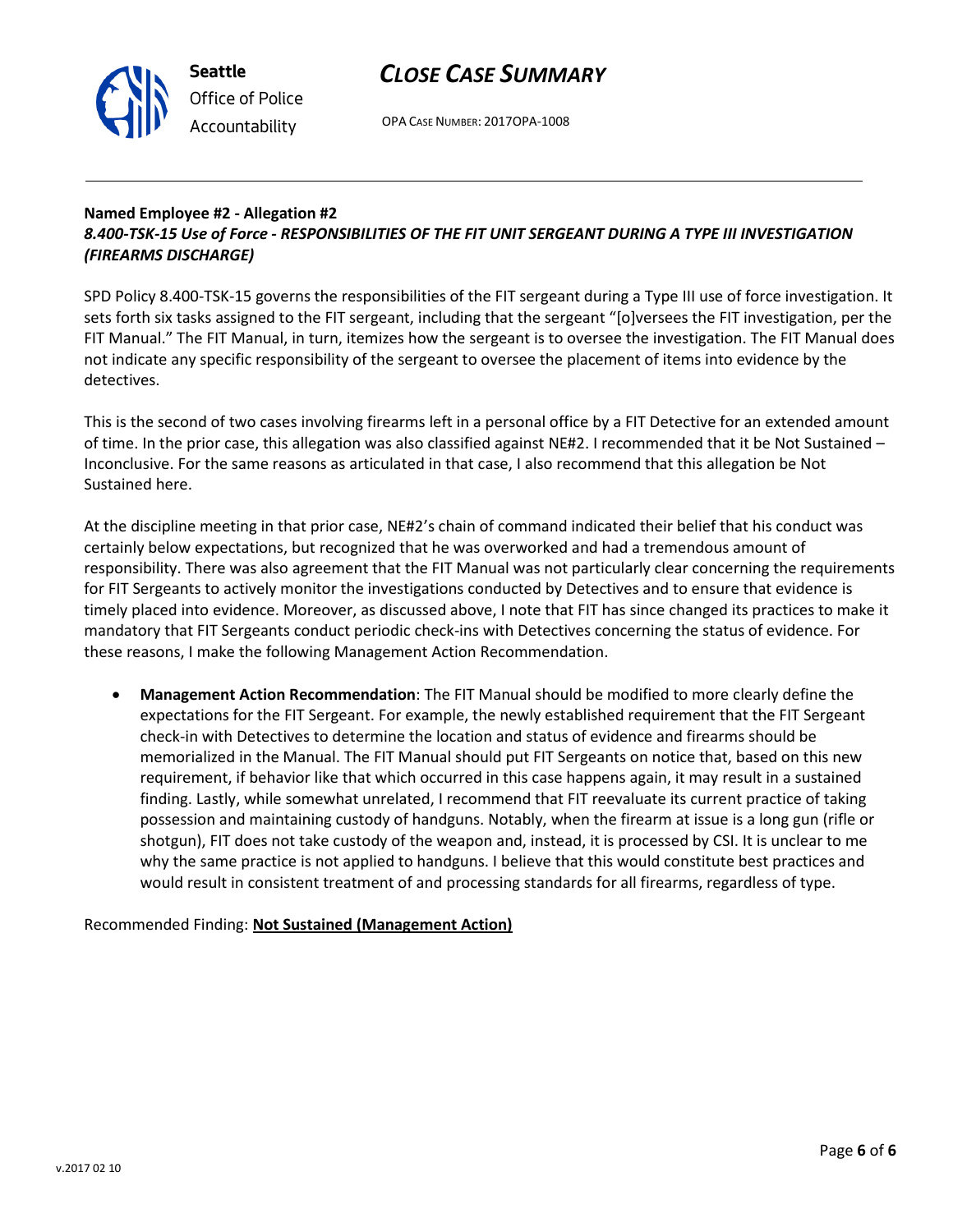**Named Employee #2 - Allegation #2**
***8.400-TSK-15 Use of Force - RESPONSIBILITIES OF THE FIT UNIT SERGEANT DURING A TYPE III INVESTIGATION (FIREARMS DISCHARGE)***

SPD Policy 8.400-TSK-15 governs the responsibilities of the FIT sergeant during a Type III use of force investigation. It sets forth six tasks assigned to the FIT sergeant, including that the sergeant "[o]versees the FIT investigation, per the FIT Manual." The FIT Manual, in turn, itemizes how the sergeant is to oversee the investigation. The FIT Manual does not indicate any specific responsibility of the sergeant to oversee the placement of items into evidence by the detectives.

This is the second of two cases involving firearms left in a personal office by a FIT Detective for an extended amount of time. In the prior case, this allegation was also classified against NE#2. I recommended that it be Not Sustained – Inconclusive. For the same reasons as articulated in that case, I also recommend that this allegation be Not Sustained here.

At the discipline meeting in that prior case, NE#2's chain of command indicated their belief that his conduct was certainly below expectations, but recognized that he was overworked and had a tremendous amount of responsibility. There was also agreement that the FIT Manual was not particularly clear concerning the requirements for FIT Sergeants to actively monitor the investigations conducted by Detectives and to ensure that evidence is timely placed into evidence. Moreover, as discussed above, I note that FIT has since changed its practices to make it mandatory that FIT Sergeants conduct periodic check-ins with Detectives concerning the status of evidence. For these reasons, I make the following Management Action Recommendation.

- **Management Action Recommendation**: The FIT Manual should be modified to more clearly define the expectations for the FIT Sergeant. For example, the newly established requirement that the FIT Sergeant check-in with Detectives to determine the location and status of evidence and firearms should be memorialized in the Manual. The FIT Manual should put FIT Sergeants on notice that, based on this new requirement, if behavior like that which occurred in this case happens again, it may result in a sustained finding. Lastly, while somewhat unrelated, I recommend that FIT reevaluate its current practice of taking possession and maintaining custody of handguns. Notably, when the firearm at issue is a long gun (rifle or shotgun), FIT does not take custody of the weapon and, instead, it is processed by CSI. It is unclear to me why the same practice is not applied to handguns. I believe that this would constitute best practices and would result in consistent treatment of and processing standards for all firearms, regardless of type.

Recommended Finding: **<u>Not Sustained (Management Action)</u>**